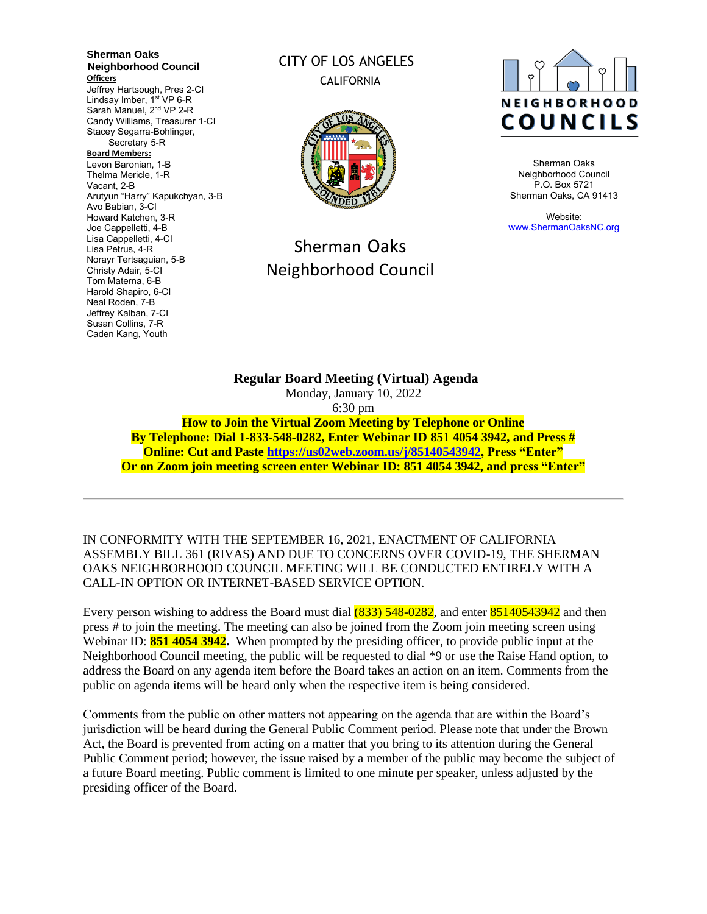**Sherman Oaks Neighborhood Council**

**Officers**

Jeffrey Hartsough, Pres 2-CI
Lindsay Imber, 1st VP 6-R
Sarah Manuel, 2nd VP 2-R
Candy Williams, Treasurer 1-CI
Stacey Segarra-Bohlinger, Secretary 5-R

**Board Members:**

Levon Baronian, 1-B
Thelma Mericle, 1-R
Vacant, 2-B
Arutyun "Harry" Kapukchyan, 3-B
Avo Babian, 3-CI
Howard Katchen, 3-R
Joe Cappelletti, 4-B
Lisa Cappelletti, 4-CI
Lisa Petrus, 4-R
Norayr Tertsaguian, 5-B
Christy Adair, 5-CI
Tom Materna, 6-B
Harold Shapiro, 6-CI
Neal Roden, 7-B
Jeffrey Kalban, 7-CI
Susan Collins, 7-R
Caden Kang, Youth

CITY OF LOS ANGELES
CALIFORNIA

Sherman Oaks Neighborhood Council

NEIGHBORHOOD COUNCILS

Sherman Oaks Neighborhood Council
P.O. Box 5721
Sherman Oaks, CA 91413

Website:
www.ShermanOaksNC.org

---

**Regular Board Meeting (Virtual) Agenda**
Monday, January 10, 2022
6:30 pm

**How to Join the Virtual Zoom Meeting by Telephone or Online**
**By Telephone: Dial 1-833-548-0282, Enter Webinar ID 851 4054 3942, and Press #**
**Online: Cut and Paste https://us02web.zoom.us/j/85140543942, Press "Enter"**
**Or on Zoom join meeting screen enter Webinar ID: 851 4054 3942, and press "Enter"**

---

IN CONFORMITY WITH THE SEPTEMBER 16, 2021, ENACTMENT OF CALIFORNIA ASSEMBLY BILL 361 (RIVAS) AND DUE TO CONCERNS OVER COVID-19, THE SHERMAN OAKS NEIGHBORHOOD COUNCIL MEETING WILL BE CONDUCTED ENTIRELY WITH A CALL-IN OPTION OR INTERNET-BASED SERVICE OPTION.

Every person wishing to address the Board must dial (833) 548-0282, and enter 85140543942 and then press # to join the meeting. The meeting can also be joined from the Zoom join meeting screen using Webinar ID: **851 4054 3942.** When prompted by the presiding officer, to provide public input at the Neighborhood Council meeting, the public will be requested to dial *9 or use the Raise Hand option, to address the Board on any agenda item before the Board takes an action on an item. Comments from the public on agenda items will be heard only when the respective item is being considered.

Comments from the public on other matters not appearing on the agenda that are within the Board's jurisdiction will be heard during the General Public Comment period. Please note that under the Brown Act, the Board is prevented from acting on a matter that you bring to its attention during the General Public Comment period; however, the issue raised by a member of the public may become the subject of a future Board meeting. Public comment is limited to one minute per speaker, unless adjusted by the presiding officer of the Board.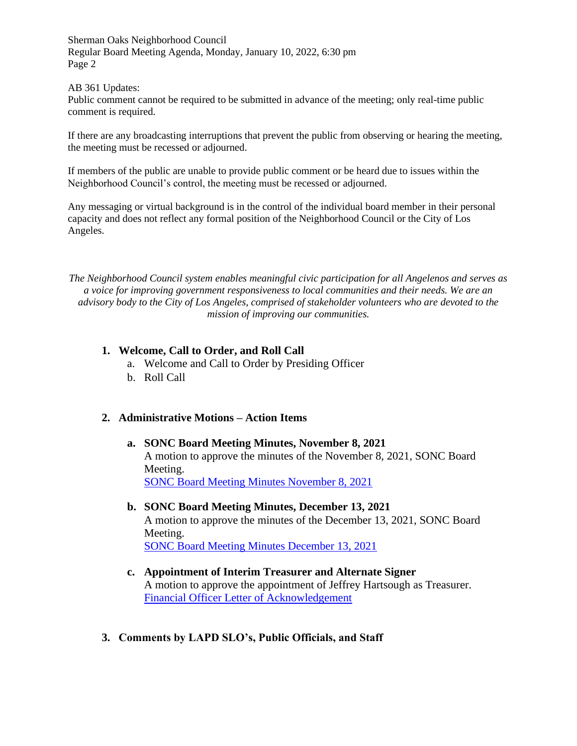AB 361 Updates:
Public comment cannot be required to be submitted in advance of the meeting; only real-time public comment is required.

If there are any broadcasting interruptions that prevent the public from observing or hearing the meeting, the meeting must be recessed or adjourned.

If members of the public are unable to provide public comment or be heard due to issues within the Neighborhood Council's control, the meeting must be recessed or adjourned.

Any messaging or virtual background is in the control of the individual board member in their personal capacity and does not reflect any formal position of the Neighborhood Council or the City of Los Angeles.

*The Neighborhood Council system enables meaningful civic participation for all Angelenos and serves as a voice for improving government responsiveness to local communities and their needs. We are an advisory body to the City of Los Angeles, comprised of stakeholder volunteers who are devoted to the mission of improving our communities.*

1. **Welcome, Call to Order, and Roll Call**
   a. Welcome and Call to Order by Presiding Officer
   b. Roll Call

2. **Administrative Motions – Action Items**

   a. **SONC Board Meeting Minutes, November 8, 2021**
   A motion to approve the minutes of the November 8, 2021, SONC Board Meeting.
   SONC Board Meeting Minutes November 8, 2021

   b. **SONC Board Meeting Minutes, December 13, 2021**
   A motion to approve the minutes of the December 13, 2021, SONC Board Meeting.
   SONC Board Meeting Minutes December 13, 2021

   c. **Appointment of Interim Treasurer and Alternate Signer**
   A motion to approve the appointment of Jeffrey Hartsough as Treasurer.
   Financial Officer Letter of Acknowledgement

3. **Comments by LAPD SLO's, Public Officials, and Staff**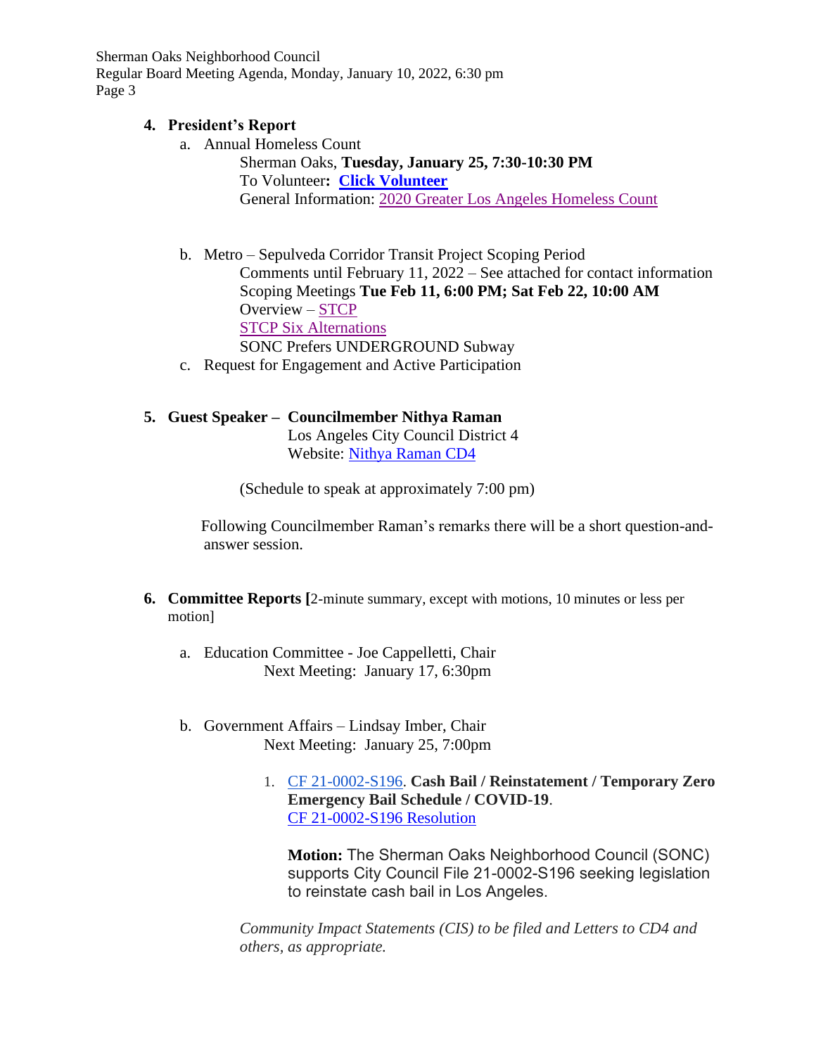4. **President's Report**

   a. Annual Homeless Count

      Sherman Oaks, **Tuesday, January 25, 7:30-10:30 PM**

      To Volunteer**: Click Volunteer**

      General Information: 2020 Greater Los Angeles Homeless Count

   b. Metro – Sepulveda Corridor Transit Project Scoping Period

      Comments until February 11, 2022 – See attached for contact information

      Scoping Meetings **Tue Feb 11, 6:00 PM; Sat Feb 22, 10:00 AM**

      Overview – STCP

      STCP Six Alternations

      SONC Prefers UNDERGROUND Subway

   c. Request for Engagement and Active Participation

5. **Guest Speaker – Councilmember Nithya Raman**

   Los Angeles City Council District 4

   Website: Nithya Raman CD4

   (Schedule to speak at approximately 7:00 pm)

   Following Councilmember Raman's remarks there will be a short question-and-answer session.

6. **Committee Reports [**2-minute summary, except with motions, 10 minutes or less per motion]

   a. Education Committee - Joe Cappelletti, Chair

      Next Meeting: January 17, 6:30pm

   b. Government Affairs – Lindsay Imber, Chair

      Next Meeting: January 25, 7:00pm

      1. CF 21-0002-S196. **Cash Bail / Reinstatement / Temporary Zero Emergency Bail Schedule / COVID-19**.

         CF 21-0002-S196 Resolution

         **Motion:** The Sherman Oaks Neighborhood Council (SONC) supports City Council File 21-0002-S196 seeking legislation to reinstate cash bail in Los Angeles.

      *Community Impact Statements (CIS) to be filed and Letters to CD4 and others, as appropriate.*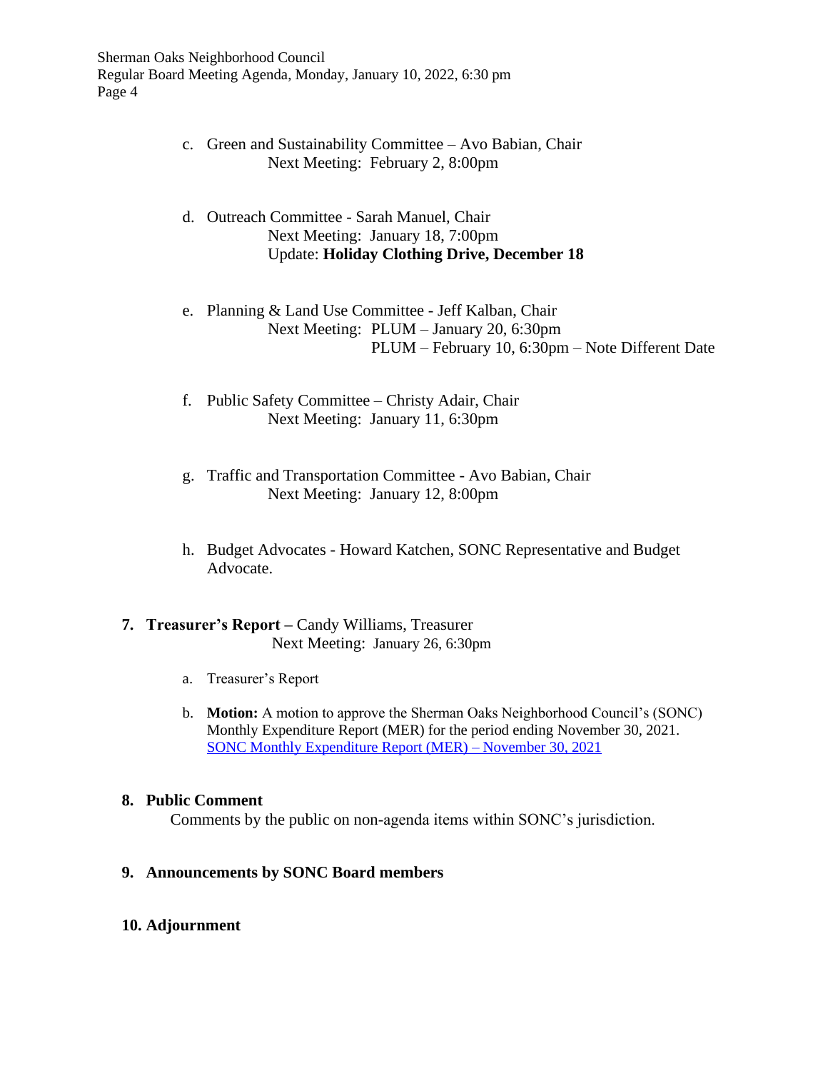c. Green and Sustainability Committee – Avo Babian, Chair
   Next Meeting: February 2, 8:00pm

d. Outreach Committee - Sarah Manuel, Chair
   Next Meeting: January 18, 7:00pm
   Update: **Holiday Clothing Drive, December 18**

e. Planning & Land Use Committee - Jeff Kalban, Chair
   Next Meeting: PLUM – January 20, 6:30pm
   PLUM – February 10, 6:30pm – Note Different Date

f. Public Safety Committee – Christy Adair, Chair
   Next Meeting: January 11, 6:30pm

g. Traffic and Transportation Committee - Avo Babian, Chair
   Next Meeting: January 12, 8:00pm

h. Budget Advocates - Howard Katchen, SONC Representative and Budget Advocate.

**7. Treasurer's Report –** Candy Williams, Treasurer
   Next Meeting: January 26, 6:30pm

   a. Treasurer's Report

   b. **Motion:** A motion to approve the Sherman Oaks Neighborhood Council's (SONC) Monthly Expenditure Report (MER) for the period ending November 30, 2021.
   SONC Monthly Expenditure Report (MER) – November 30, 2021

**8. Public Comment**

Comments by the public on non-agenda items within SONC's jurisdiction.

**9. Announcements by SONC Board members**

**10. Adjournment**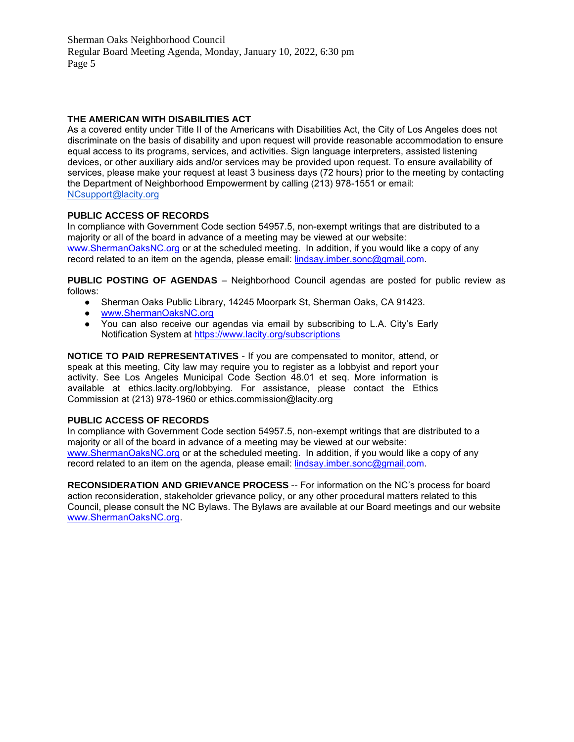**THE AMERICAN WITH DISABILITIES ACT**
As a covered entity under Title II of the Americans with Disabilities Act, the City of Los Angeles does not discriminate on the basis of disability and upon request will provide reasonable accommodation to ensure equal access to its programs, services, and activities. Sign language interpreters, assisted listening devices, or other auxiliary aids and/or services may be provided upon request. To ensure availability of services, please make your request at least 3 business days (72 hours) prior to the meeting by contacting the Department of Neighborhood Empowerment by calling (213) 978-1551 or email: NCsupport@lacity.org

**PUBLIC ACCESS OF RECORDS**
In compliance with Government Code section 54957.5, non-exempt writings that are distributed to a majority or all of the board in advance of a meeting may be viewed at our website: www.ShermanOaksNC.org or at the scheduled meeting. In addition, if you would like a copy of any record related to an item on the agenda, please email: lindsay.imber.sonc@gmail.com.

**PUBLIC POSTING OF AGENDAS** – Neighborhood Council agendas are posted for public review as follows:

- Sherman Oaks Public Library, 14245 Moorpark St, Sherman Oaks, CA 91423.
- www.ShermanOaksNC.org
- You can also receive our agendas via email by subscribing to L.A. City's Early Notification System at https://www.lacity.org/subscriptions

**NOTICE TO PAID REPRESENTATIVES** - If you are compensated to monitor, attend, or speak at this meeting, City law may require you to register as a lobbyist and report your activity. See Los Angeles Municipal Code Section 48.01 et seq. More information is available at ethics.lacity.org/lobbying. For assistance, please contact the Ethics Commission at (213) 978-1960 or ethics.commission@lacity.org

**PUBLIC ACCESS OF RECORDS**
In compliance with Government Code section 54957.5, non-exempt writings that are distributed to a majority or all of the board in advance of a meeting may be viewed at our website: www.ShermanOaksNC.org or at the scheduled meeting. In addition, if you would like a copy of any record related to an item on the agenda, please email: lindsay.imber.sonc@gmail.com.

**RECONSIDERATION AND GRIEVANCE PROCESS** -- For information on the NC's process for board action reconsideration, stakeholder grievance policy, or any other procedural matters related to this Council, please consult the NC Bylaws. The Bylaws are available at our Board meetings and our website www.ShermanOaksNC.org.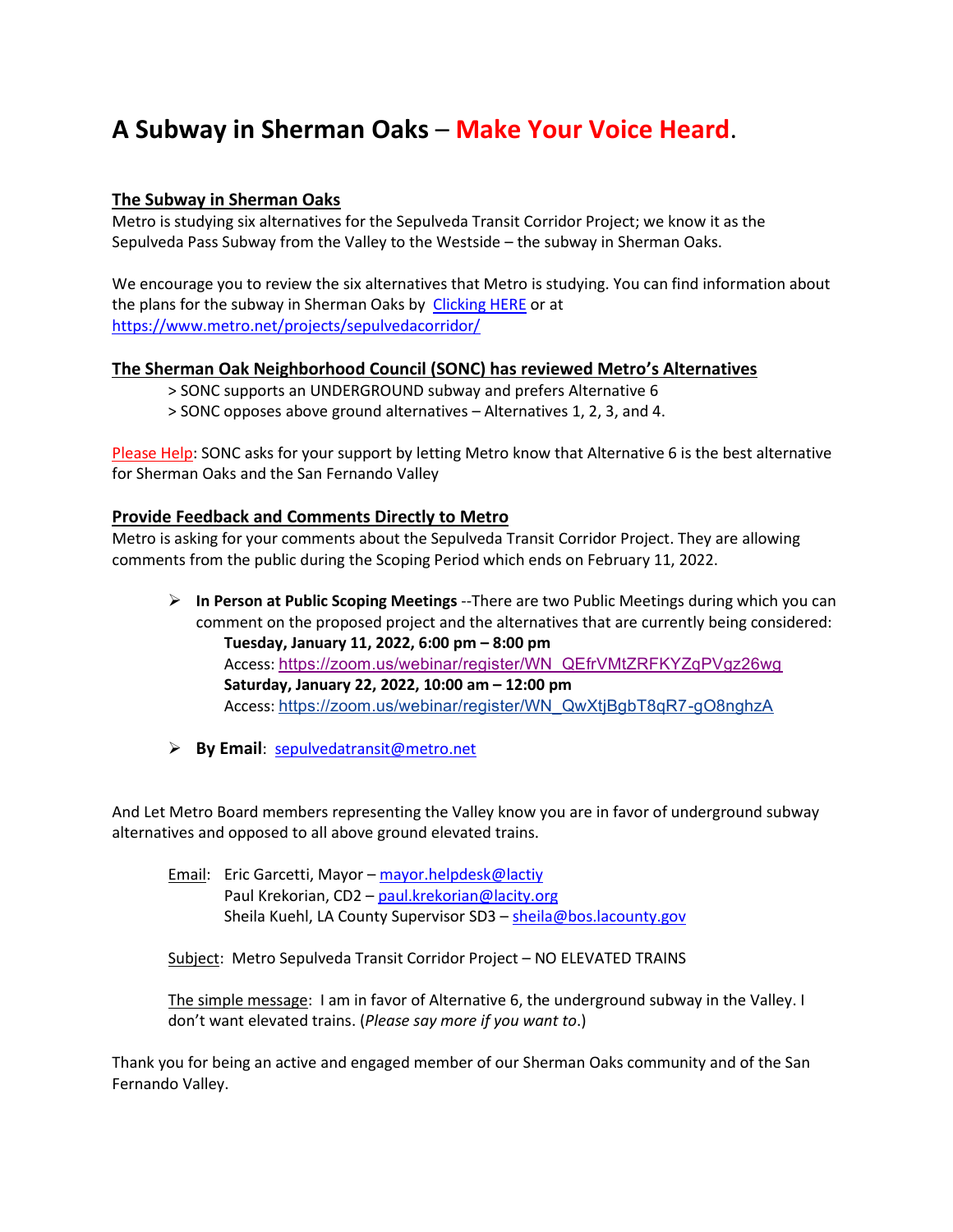# A Subway in Sherman Oaks – Make Your Voice Heard.

## The Subway in Sherman Oaks

Metro is studying six alternatives for the Sepulveda Transit Corridor Project; we know it as the Sepulveda Pass Subway from the Valley to the Westside – the subway in Sherman Oaks.

We encourage you to review the six alternatives that Metro is studying. You can find information about the plans for the subway in Sherman Oaks by Clicking HERE or at https://www.metro.net/projects/sepulvedacorridor/

## The Sherman Oak Neighborhood Council (SONC) has reviewed Metro's Alternatives

> SONC supports an UNDERGROUND subway and prefers Alternative 6
> SONC opposes above ground alternatives – Alternatives 1, 2, 3, and 4.

Please Help: SONC asks for your support by letting Metro know that Alternative 6 is the best alternative for Sherman Oaks and the San Fernando Valley

## Provide Feedback and Comments Directly to Metro

Metro is asking for your comments about the Sepulveda Transit Corridor Project. They are allowing comments from the public during the Scoping Period which ends on February 11, 2022.

- **In Person at Public Scoping Meetings** --There are two Public Meetings during which you can comment on the proposed project and the alternatives that are currently being considered:
  **Tuesday, January 11, 2022, 6:00 pm – 8:00 pm**
  Access: https://zoom.us/webinar/register/WN_QEfrVMtZRFKYZqPVgz26wg
  **Saturday, January 22, 2022, 10:00 am – 12:00 pm**
  Access: https://zoom.us/webinar/register/WN_QwXtjBgbT8qR7-gO8nghzA

- **By Email**: sepulvedatransit@metro.net

And Let Metro Board members representing the Valley know you are in favor of underground subway alternatives and opposed to all above ground elevated trains.

Email: Eric Garcetti, Mayor – mayor.helpdesk@lactiy
Paul Krekorian, CD2 – paul.krekorian@lacity.org
Sheila Kuehl, LA County Supervisor SD3 – sheila@bos.lacounty.gov

Subject: Metro Sepulveda Transit Corridor Project – NO ELEVATED TRAINS

The simple message: I am in favor of Alternative 6, the underground subway in the Valley. I don't want elevated trains. (*Please say more if you want to*.)

Thank you for being an active and engaged member of our Sherman Oaks community and of the San Fernando Valley.